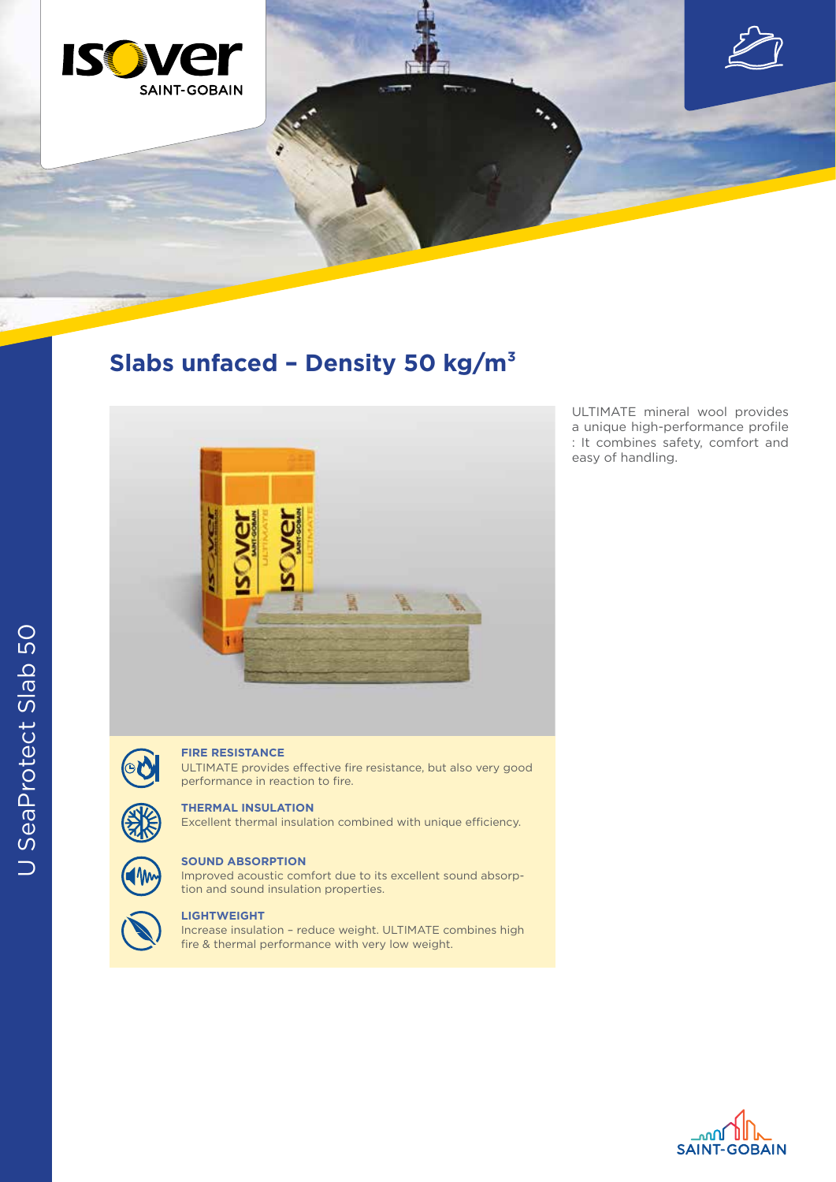# Slabs unfaced – Density 50 kg/m³

ULTIMATE mineral wool provides a unique high-performance profile : It combines safety, comfort and easy of handling.

**FIRE RESISTANCE**
ULTIMATE provides effective fire resistance, but also very good performance in reaction to fire.

**THERMAL INSULATION**
Excellent thermal insulation combined with unique efficiency.

**SOUND ABSORPTION**
Improved acoustic comfort due to its excellent sound absorption and sound insulation properties.

**LIGHTWEIGHT**
Increase insulation – reduce weight. ULTIMATE combines high fire & thermal performance with very low weight.

U SeaProtect Slab 50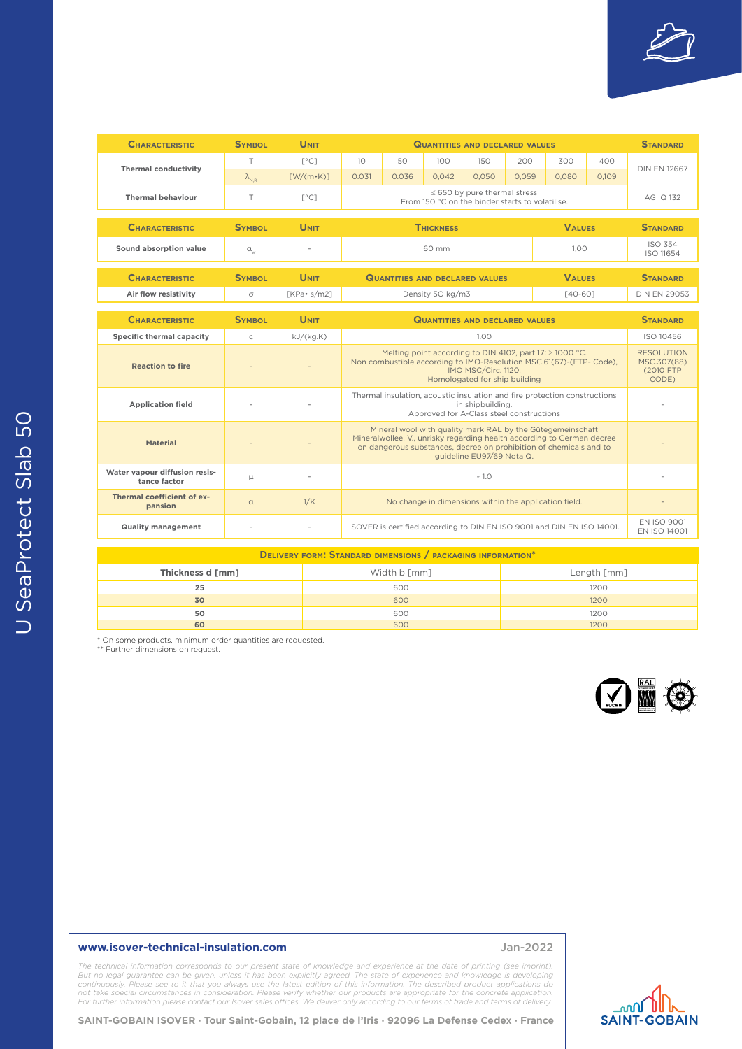# U SeaProtect Slab 50

| Characteristic | Symbol | Unit | Quantities and declared values | | | | | | | Standard |
|---|---|---|---|---|---|---|---|---|---|---|
| Thermal conductivity | T | [°C] | 10 | 50 | 100 | 150 | 200 | 300 | 400 | DIN EN 12667 |
| | $\lambda_{N,R}$ | [W/(m•K)] | 0.031 | 0.036 | 0,042 | 0,050 | 0,059 | 0,080 | 0,109 | |
| Thermal behaviour | T | [°C] | ≤ 650 by pure thermal stress From 150 °C on the binder starts to volatilise. | | | | | | | AGI Q 132 |

| Characteristic | Symbol | Unit | Thickness | Values | Standard |
|---|---|---|---|---|---|
| Sound absorption value | $\alpha_w$ | - | 60 mm | 1,00 | ISO 354 ISO 11654 |

| Characteristic | Symbol | Unit | Quantities and declared values | Values | Standard |
|---|---|---|---|---|---|
| Air flow resistivity | σ | [KPa• s/m2] | Density 50 kg/m3 | [40-60] | DIN EN 29053 |

| Characteristic | Symbol | Unit | Quantities and declared values | Standard |
|---|---|---|---|---|
| Specific thermal capacity | c | kJ/(kg.K) | 1.00 | ISO 10456 |
| Reaction to fire | - | - | Melting point according to DIN 4102, part 17: ≥ 1000 °C. Non combustible according to IMO-Resolution MSC.61(67)-(FTP- Code), IMO MSC/Circ. 1120. Homologated for ship building | RESOLUTION MSC.307(88) (2010 FTP CODE) |
| Application field | - | - | Thermal insulation, acoustic insulation and fire protection constructions in shipbuilding. Approved for A-Class steel constructions | - |
| Material | - | - | Mineral wool with quality mark RAL by the Gütegemeinschaft Mineralwollee. V., unrisky regarding health according to German decree on dangerous substances, decree on prohibition of chemicals and to guideline EU97/69 Nota Q. | - |
| Water vapour diffusion resistance factor | μ | - | ~ 1.0 | - |
| Thermal coefficient of expansion | α | 1/K | No change in dimensions within the application field. | - |
| Quality management | - | - | ISOVER is certified according to DIN EN ISO 9001 and DIN EN ISO 14001. | EN ISO 9001 EN ISO 14001 |

| Delivery form: Standard dimensions / packaging information* | | |
|---|---|---|
| Thickness d [mm] | Width b [mm] | Length [mm] |
| 25 | 600 | 1200 |
| 30 | 600 | 1200 |
| 50 | 600 | 1200 |
| 60 | 600 | 1200 |

\* On some products, minimum order quantities are requested.
\*\* Further dimensions on request.

**www.isover-technical-insulation.com**

Jan-2022

*The technical information corresponds to our present state of knowledge and experience at the date of printing (see imprint). But no legal guarantee can be given, unless it has been explicitly agreed. The state of experience and knowledge is developing continuously. Please see to it that you always use the latest edition of this information. The described product applications do not take special circumstances in consideration. Please verify whether our products are appropriate for the concrete application. For further information please contact our Isover sales offices. We deliver only according to our terms of trade and terms of delivery.*

**SAINT-GOBAIN ISOVER · Tour Saint-Gobain, 12 place de l'Iris · 92096 La Defense Cedex · France**